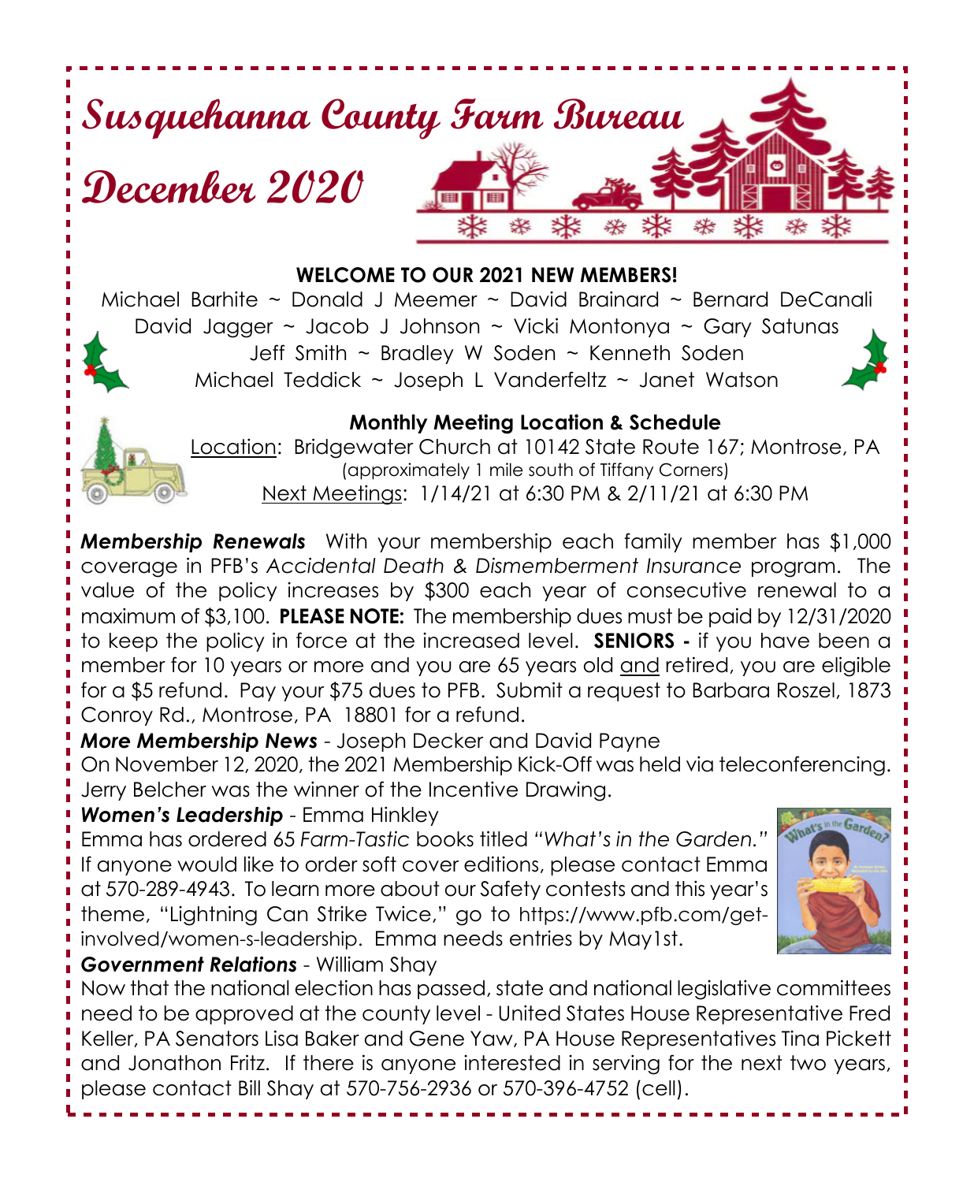# Susquehanna County Farm Bureau

# December 2020

**WELCOME TO OUR 2021 NEW MEMBERS!**

Michael Barhite ~ Donald J Meemer ~ David Brainard ~ Bernard DeCanali
David Jagger ~ Jacob J Johnson ~ Vicki Montonya ~ Gary Satunas
Jeff Smith ~ Bradley W Soden ~ Kenneth Soden
Michael Teddick ~ Joseph L Vanderfeltz ~ Janet Watson

**Monthly Meeting Location & Schedule**

Location: Bridgewater Church at 10142 State Route 167; Montrose, PA
(approximately 1 mile south of Tiffany Corners)
Next Meetings: 1/14/21 at 6:30 PM & 2/11/21 at 6:30 PM

***Membership Renewals*** With your membership each family member has $1,000 coverage in PFB's *Accidental Death & Dismemberment Insurance* program. The value of the policy increases by $300 each year of consecutive renewal to a maximum of $3,100. **PLEASE NOTE:** The membership dues must be paid by 12/31/2020 to keep the policy in force at the increased level. **SENIORS -** if you have been a member for 10 years or more and you are 65 years old and retired, you are eligible for a $5 refund. Pay your $75 dues to PFB. Submit a request to Barbara Roszel, 1873 Conroy Rd., Montrose, PA 18801 for a refund.

***More Membership News*** - Joseph Decker and David Payne

On November 12, 2020, the 2021 Membership Kick-Off was held via teleconferencing. Jerry Belcher was the winner of the Incentive Drawing.

***Women's Leadership*** - Emma Hinkley

Emma has ordered 65 *Farm-Tastic* books titled *"What's in the Garden."* If anyone would like to order soft cover editions, please contact Emma at 570-289-4943. To learn more about our Safety contests and this year's theme, "Lightning Can Strike Twice," go to https://www.pfb.com/get-involved/women-s-leadership. Emma needs entries by May1st.

***Government Relations*** - William Shay

Now that the national election has passed, state and national legislative committees need to be approved at the county level - United States House Representative Fred Keller, PA Senators Lisa Baker and Gene Yaw, PA House Representatives Tina Pickett and Jonathon Fritz. If there is anyone interested in serving for the next two years, please contact Bill Shay at 570-756-2936 or 570-396-4752 (cell).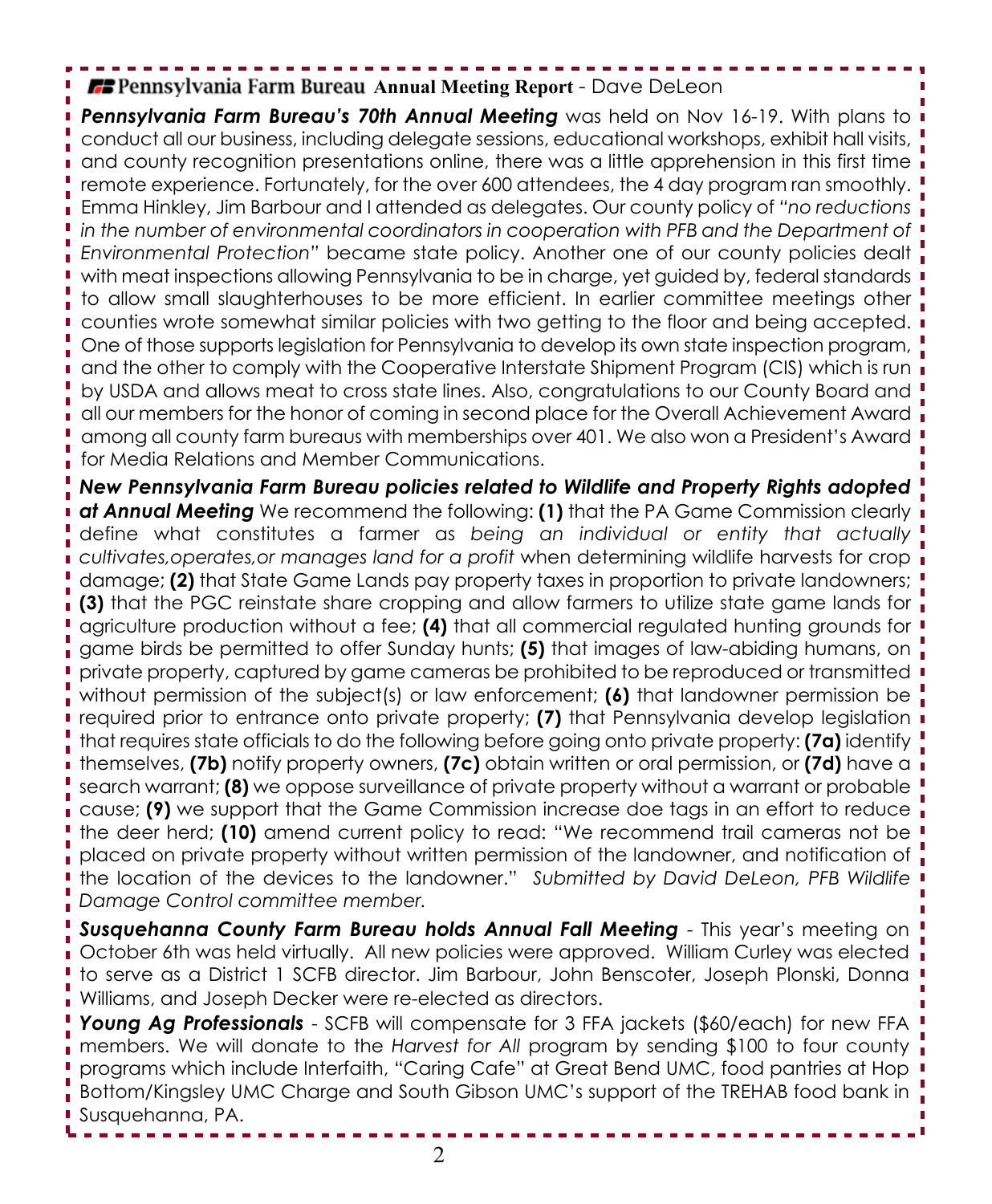## Pennsylvania Farm Bureau Annual Meeting Report - Dave DeLeon

***Pennsylvania Farm Bureau's 70th Annual Meeting*** was held on Nov 16-19. With plans to conduct all our business, including delegate sessions, educational workshops, exhibit hall visits, and county recognition presentations online, there was a little apprehension in this first time remote experience. Fortunately, for the over 600 attendees, the 4 day program ran smoothly. Emma Hinkley, Jim Barbour and I attended as delegates. Our county policy of *"no reductions in the number of environmental coordinators in cooperation with PFB and the Department of Environmental Protection"* became state policy. Another one of our county policies dealt with meat inspections allowing Pennsylvania to be in charge, yet guided by, federal standards to allow small slaughterhouses to be more efficient. In earlier committee meetings other counties wrote somewhat similar policies with two getting to the floor and being accepted. One of those supports legislation for Pennsylvania to develop its own state inspection program, and the other to comply with the Cooperative Interstate Shipment Program (CIS) which is run by USDA and allows meat to cross state lines. Also, congratulations to our County Board and all our members for the honor of coming in second place for the Overall Achievement Award among all county farm bureaus with memberships over 401. We also won a President's Award for Media Relations and Member Communications.

***New Pennsylvania Farm Bureau policies related to Wildlife and Property Rights adopted at Annual Meeting*** We recommend the following: **(1)** that the PA Game Commission clearly define what constitutes a farmer as *being an individual or entity that actually cultivates,operates,or manages land for a profit* when determining wildlife harvests for crop damage; **(2)** that State Game Lands pay property taxes in proportion to private landowners; **(3)** that the PGC reinstate share cropping and allow farmers to utilize state game lands for agriculture production without a fee; **(4)** that all commercial regulated hunting grounds for game birds be permitted to offer Sunday hunts; **(5)** that images of law-abiding humans, on private property, captured by game cameras be prohibited to be reproduced or transmitted without permission of the subject(s) or law enforcement; **(6)** that landowner permission be required prior to entrance onto private property; **(7)** that Pennsylvania develop legislation that requires state officials to do the following before going onto private property: **(7a)** identify themselves, **(7b)** notify property owners, **(7c)** obtain written or oral permission, or **(7d)** have a search warrant; **(8)** we oppose surveillance of private property without a warrant or probable cause; **(9)** we support that the Game Commission increase doe tags in an effort to reduce the deer herd; **(10)** amend current policy to read: "We recommend trail cameras not be placed on private property without written permission of the landowner, and notification of the location of the devices to the landowner." *Submitted by David DeLeon, PFB Wildlife Damage Control committee member.*

***Susquehanna County Farm Bureau holds Annual Fall Meeting*** - This year's meeting on October 6th was held virtually. All new policies were approved. William Curley was elected to serve as a District 1 SCFB director. Jim Barbour, John Benscoter, Joseph Plonski, Donna Williams, and Joseph Decker were re-elected as directors.

***Young Ag Professionals*** - SCFB will compensate for 3 FFA jackets ($60/each) for new FFA members. We will donate to the *Harvest for All* program by sending $100 to four county programs which include Interfaith, "Caring Cafe" at Great Bend UMC, food pantries at Hop Bottom/Kingsley UMC Charge and South Gibson UMC's support of the TREHAB food bank in Susquehanna, PA.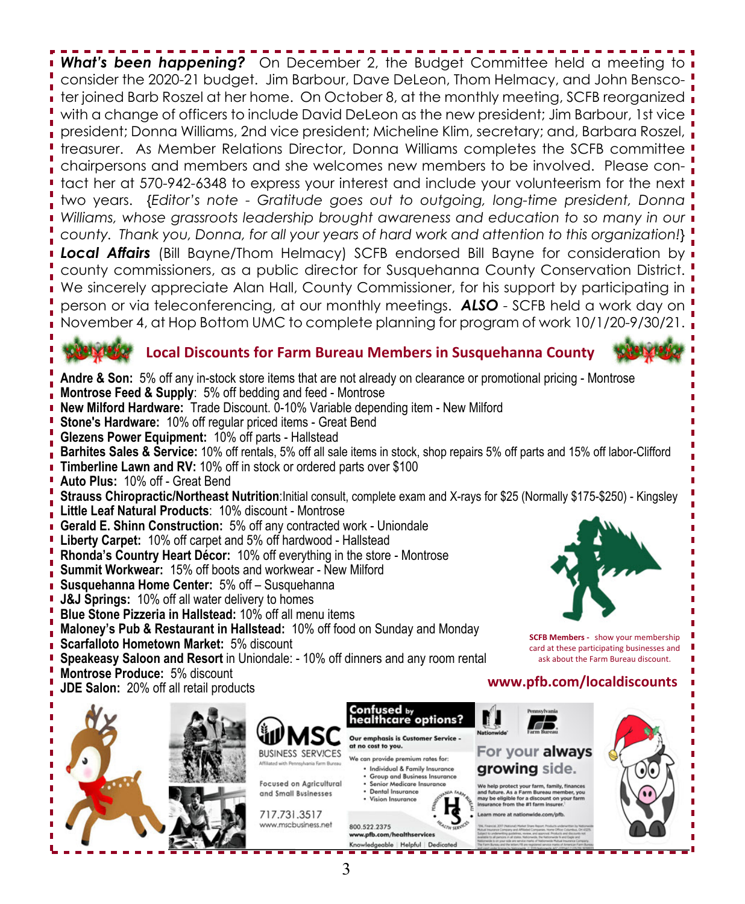***What's been happening?*** On December 2, the Budget Committee held a meeting to consider the 2020-21 budget. Jim Barbour, Dave DeLeon, Thom Helmacy, and John Benscoter joined Barb Roszel at her home. On October 8, at the monthly meeting, SCFB reorganized with a change of officers to include David DeLeon as the new president; Jim Barbour, 1st vice president; Donna Williams, 2nd vice president; Micheline Klim, secretary; and, Barbara Roszel, treasurer. As Member Relations Director, Donna Williams completes the SCFB committee chairpersons and members and she welcomes new members to be involved. Please contact her at 570-942-6348 to express your interest and include your volunteerism for the next two years. {*Editor's note - Gratitude goes out to outgoing, long-time president, Donna Williams, whose grassroots leadership brought awareness and education to so many in our county. Thank you, Donna, for all your years of hard work and attention to this organization!*}

***Local Affairs*** (Bill Bayne/Thom Helmacy) SCFB endorsed Bill Bayne for consideration by county commissioners, as a public director for Susquehanna County Conservation District. We sincerely appreciate Alan Hall, County Commissioner, for his support by participating in person or via teleconferencing, at our monthly meetings. ***ALSO*** - SCFB held a work day on November 4, at Hop Bottom UMC to complete planning for program of work 10/1/20-9/30/21.

## Local Discounts for Farm Bureau Members in Susquehanna County

**Andre & Son:** 5% off any in-stock store items that are not already on clearance or promotional pricing - Montrose
**Montrose Feed & Supply**: 5% off bedding and feed - Montrose
**New Milford Hardware:** Trade Discount. 0-10% Variable depending item - New Milford
**Stone's Hardware:** 10% off regular priced items - Great Bend
**Glezens Power Equipment:** 10% off parts - Hallstead
**Barhites Sales & Service:** 10% off rentals, 5% off all sale items in stock, shop repairs 5% off parts and 15% off labor-Clifford
**Timberline Lawn and RV:** 10% off in stock or ordered parts over $100
**Auto Plus:** 10% off - Great Bend
**Strauss Chiropractic/Northeast Nutrition**:Initial consult, complete exam and X-rays for $25 (Normally $175-$250) - Kingsley
**Little Leaf Natural Products**: 10% discount - Montrose
**Gerald E. Shinn Construction:** 5% off any contracted work - Uniondale
**Liberty Carpet:** 10% off carpet and 5% off hardwood - Hallstead
**Rhonda's Country Heart Décor:** 10% off everything in the store - Montrose
**Summit Workwear:** 15% off boots and workwear - New Milford
**Susquehanna Home Center:** 5% off – Susquehanna
**J&J Springs:** 10% off all water delivery to homes
**Blue Stone Pizzeria in Hallstead:** 10% off all menu items
**Maloney's Pub & Restaurant in Hallstead:** 10% off food on Sunday and Monday
**Scarfalloto Hometown Market:** 5% discount
**Speakeasy Saloon and Resort** in Uniondale: - 10% off dinners and any room rental
**Montrose Produce:** 5% discount
**JDE Salon:** 20% off all retail products

**SCFB Members -** show your membership card at these participating businesses and ask about the Farm Bureau discount.

**www.pfb.com/localdiscounts**

MSC BUSINESS SERVICES
Affiliated with Pennsylvania Farm Bureau
Focused on Agricultural and Small Businesses
717.731.3517
www.mscbusiness.net

**Confused by healthcare options?**
**Our emphasis is Customer Service - at no cost to you.**
We can provide premium rates for:
- Individual & Family Insurance
- Group and Business Insurance
- Senior Medicare Insurance
- Dental Insurance
- Vision Insurance

800.522.2375
www.pfb.com/healthservices
Knowledgeable | Helpful | Dedicated

Nationwide | Pennsylvania Farm Bureau
**For your always growing side.**
We help protect your farm, family, finances and future. As a Farm Bureau member, you may be eligible for a discount on your farm insurance from the #1 farm insurer.
Learn more at nationwide.com/pfb.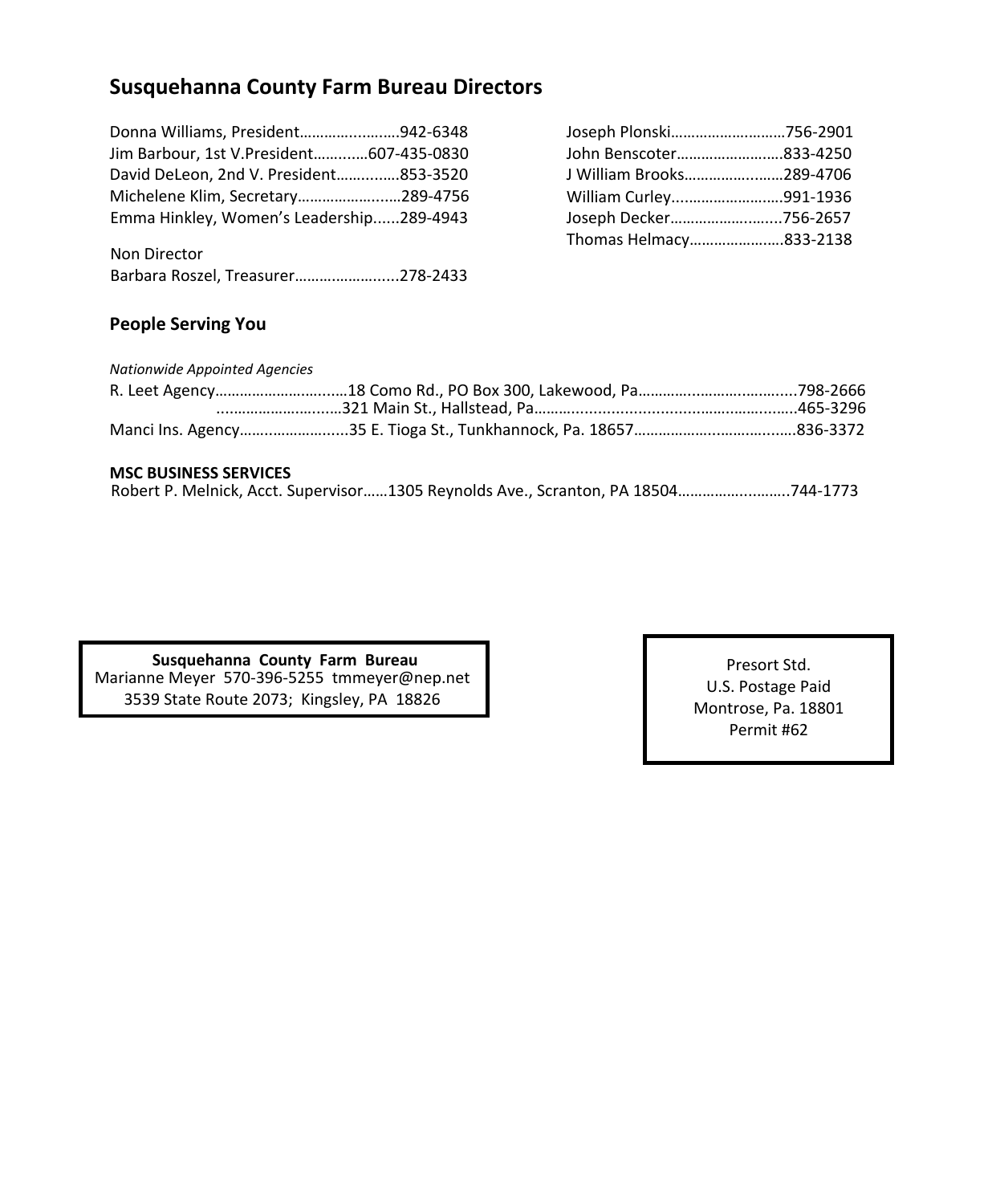## Susquehanna County Farm Bureau Directors

Donna Williams, President……….….…….942-6348
Jim Barbour, 1st V.President…….….607-435-0830
David DeLeon, 2nd V. President…….…….853-3520
Michelene Klim, Secretary……………….….289-4756
Emma Hinkley, Women's Leadership......289-4943

Non Director
Barbara Roszel, Treasurer…………………....278-2433

Joseph Plonski………………………756-2901
John Benscoter…………………….833-4250
J William Brooks………………..…289-4706
William Curley..……………………991-1936
Joseph Decker…………………...756-2657
Thomas Helmacy………………….833-2138

## People Serving You

*Nationwide Appointed Agencies*

R. Leet Agency…………………….......18 Como Rd., PO Box 300, Lakewood, Pa……………………………....798-2666
…………………….....321 Main St., Hallstead, Pa…………………………………………………..465-3296
Manci Ins. Agency……………………...35 E. Tioga St., Tunkhannock, Pa. 18657……………………………….836-3372

**MSC BUSINESS SERVICES**
Robert P. Melnick, Acct. Supervisor……1305 Reynolds Ave., Scranton, PA 18504……………..……..744-1773

**Susquehanna County Farm Bureau**
Marianne Meyer 570-396-5255 tmmeyer@nep.net
3539 State Route 2073; Kingsley, PA 18826

Presort Std.
U.S. Postage Paid
Montrose, Pa. 18801
Permit #62